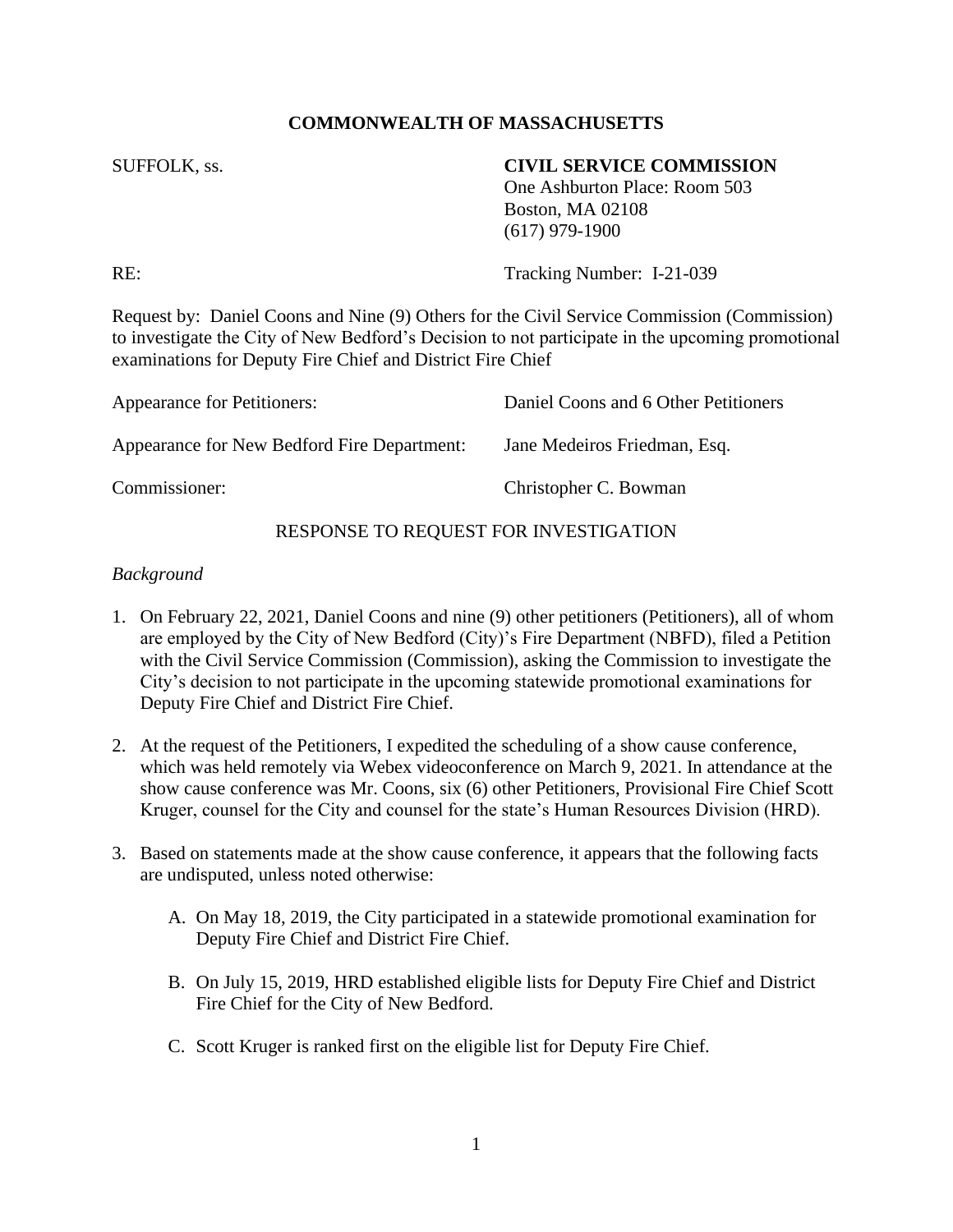**COMMONWEALTH OF MASSACHUSETTS**

SUFFOLK, ss.

**CIVIL SERVICE COMMISSION**
One Ashburton Place: Room 503
Boston, MA 02108
(617) 979-1900

RE: Tracking Number: I-21-039

Request by: Daniel Coons and Nine (9) Others for the Civil Service Commission (Commission) to investigate the City of New Bedford's Decision to not participate in the upcoming promotional examinations for Deputy Fire Chief and District Fire Chief

Appearance for Petitioners: Daniel Coons and 6 Other Petitioners

Appearance for New Bedford Fire Department: Jane Medeiros Friedman, Esq.

Commissioner: Christopher C. Bowman

RESPONSE TO REQUEST FOR INVESTIGATION

*Background*

1. On February 22, 2021, Daniel Coons and nine (9) other petitioners (Petitioners), all of whom are employed by the City of New Bedford (City)'s Fire Department (NBFD), filed a Petition with the Civil Service Commission (Commission), asking the Commission to investigate the City's decision to not participate in the upcoming statewide promotional examinations for Deputy Fire Chief and District Fire Chief.

2. At the request of the Petitioners, I expedited the scheduling of a show cause conference, which was held remotely via Webex videoconference on March 9, 2021. In attendance at the show cause conference was Mr. Coons, six (6) other Petitioners, Provisional Fire Chief Scott Kruger, counsel for the City and counsel for the state's Human Resources Division (HRD).

3. Based on statements made at the show cause conference, it appears that the following facts are undisputed, unless noted otherwise:

   A. On May 18, 2019, the City participated in a statewide promotional examination for Deputy Fire Chief and District Fire Chief.

   B. On July 15, 2019, HRD established eligible lists for Deputy Fire Chief and District Fire Chief for the City of New Bedford.

   C. Scott Kruger is ranked first on the eligible list for Deputy Fire Chief.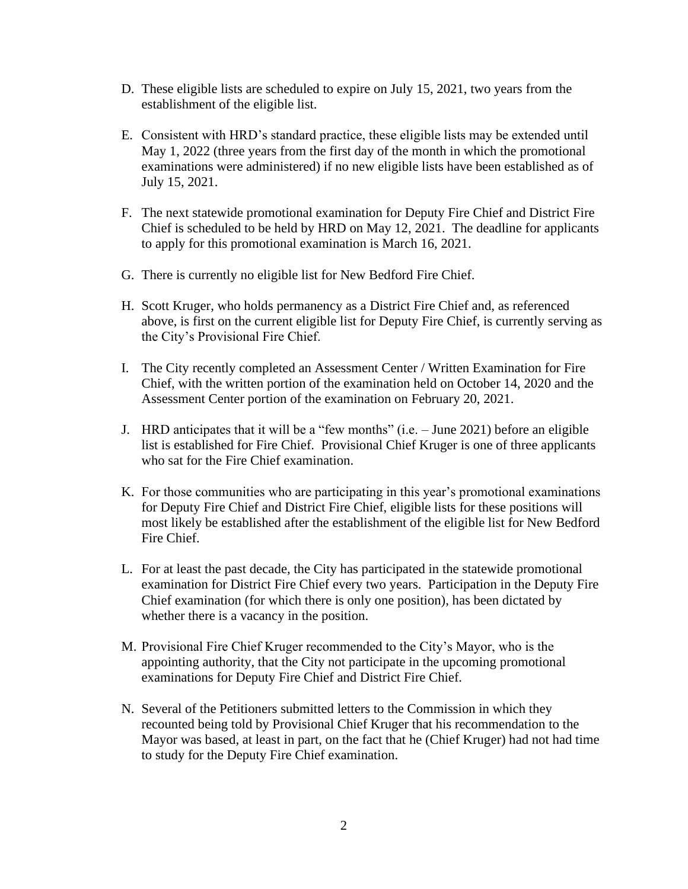D. These eligible lists are scheduled to expire on July 15, 2021, two years from the establishment of the eligible list.

E. Consistent with HRD's standard practice, these eligible lists may be extended until May 1, 2022 (three years from the first day of the month in which the promotional examinations were administered) if no new eligible lists have been established as of July 15, 2021.

F. The next statewide promotional examination for Deputy Fire Chief and District Fire Chief is scheduled to be held by HRD on May 12, 2021. The deadline for applicants to apply for this promotional examination is March 16, 2021.

G. There is currently no eligible list for New Bedford Fire Chief.

H. Scott Kruger, who holds permanency as a District Fire Chief and, as referenced above, is first on the current eligible list for Deputy Fire Chief, is currently serving as the City's Provisional Fire Chief.

I. The City recently completed an Assessment Center / Written Examination for Fire Chief, with the written portion of the examination held on October 14, 2020 and the Assessment Center portion of the examination on February 20, 2021.

J. HRD anticipates that it will be a "few months" (i.e. – June 2021) before an eligible list is established for Fire Chief. Provisional Chief Kruger is one of three applicants who sat for the Fire Chief examination.

K. For those communities who are participating in this year's promotional examinations for Deputy Fire Chief and District Fire Chief, eligible lists for these positions will most likely be established after the establishment of the eligible list for New Bedford Fire Chief.

L. For at least the past decade, the City has participated in the statewide promotional examination for District Fire Chief every two years. Participation in the Deputy Fire Chief examination (for which there is only one position), has been dictated by whether there is a vacancy in the position.

M. Provisional Fire Chief Kruger recommended to the City's Mayor, who is the appointing authority, that the City not participate in the upcoming promotional examinations for Deputy Fire Chief and District Fire Chief.

N. Several of the Petitioners submitted letters to the Commission in which they recounted being told by Provisional Chief Kruger that his recommendation to the Mayor was based, at least in part, on the fact that he (Chief Kruger) had not had time to study for the Deputy Fire Chief examination.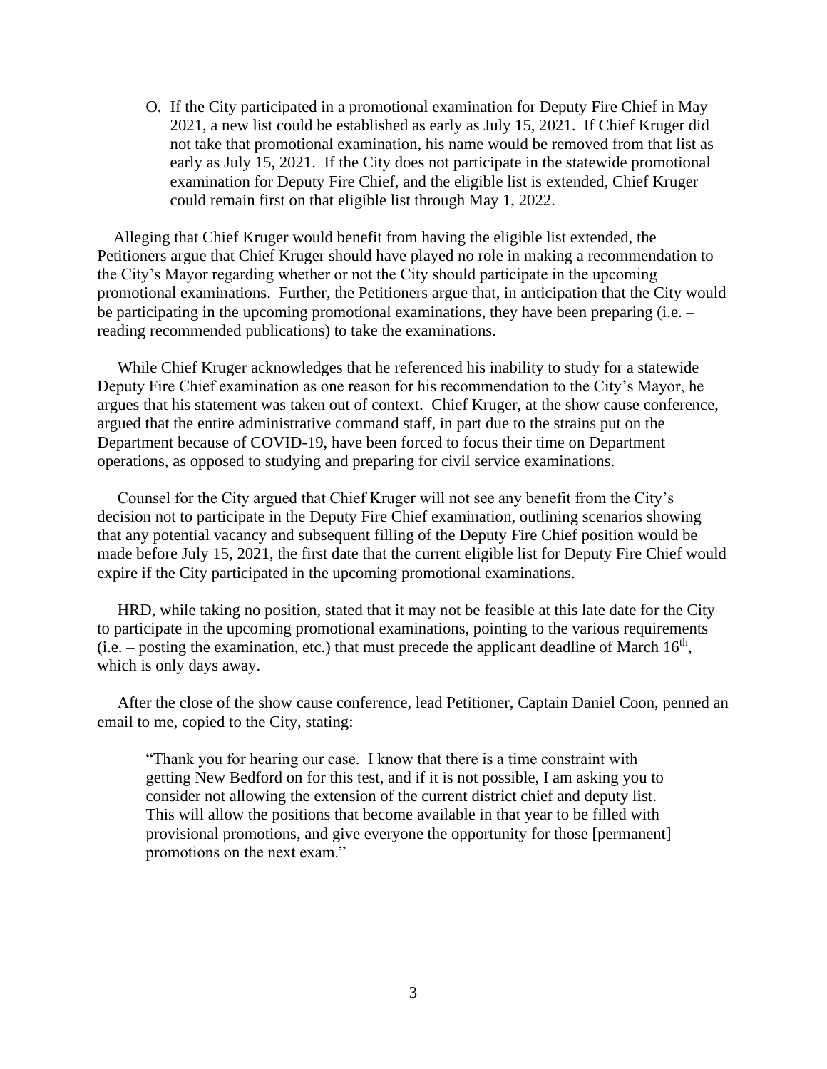O. If the City participated in a promotional examination for Deputy Fire Chief in May 2021, a new list could be established as early as July 15, 2021. If Chief Kruger did not take that promotional examination, his name would be removed from that list as early as July 15, 2021. If the City does not participate in the statewide promotional examination for Deputy Fire Chief, and the eligible list is extended, Chief Kruger could remain first on that eligible list through May 1, 2022.

Alleging that Chief Kruger would benefit from having the eligible list extended, the Petitioners argue that Chief Kruger should have played no role in making a recommendation to the City's Mayor regarding whether or not the City should participate in the upcoming promotional examinations. Further, the Petitioners argue that, in anticipation that the City would be participating in the upcoming promotional examinations, they have been preparing (i.e. – reading recommended publications) to take the examinations.

While Chief Kruger acknowledges that he referenced his inability to study for a statewide Deputy Fire Chief examination as one reason for his recommendation to the City's Mayor, he argues that his statement was taken out of context. Chief Kruger, at the show cause conference, argued that the entire administrative command staff, in part due to the strains put on the Department because of COVID-19, have been forced to focus their time on Department operations, as opposed to studying and preparing for civil service examinations.

Counsel for the City argued that Chief Kruger will not see any benefit from the City's decision not to participate in the Deputy Fire Chief examination, outlining scenarios showing that any potential vacancy and subsequent filling of the Deputy Fire Chief position would be made before July 15, 2021, the first date that the current eligible list for Deputy Fire Chief would expire if the City participated in the upcoming promotional examinations.

HRD, while taking no position, stated that it may not be feasible at this late date for the City to participate in the upcoming promotional examinations, pointing to the various requirements (i.e. – posting the examination, etc.) that must precede the applicant deadline of March 16th, which is only days away.

After the close of the show cause conference, lead Petitioner, Captain Daniel Coon, penned an email to me, copied to the City, stating:

> "Thank you for hearing our case. I know that there is a time constraint with getting New Bedford on for this test, and if it is not possible, I am asking you to consider not allowing the extension of the current district chief and deputy list. This will allow the positions that become available in that year to be filled with provisional promotions, and give everyone the opportunity for those [permanent] promotions on the next exam."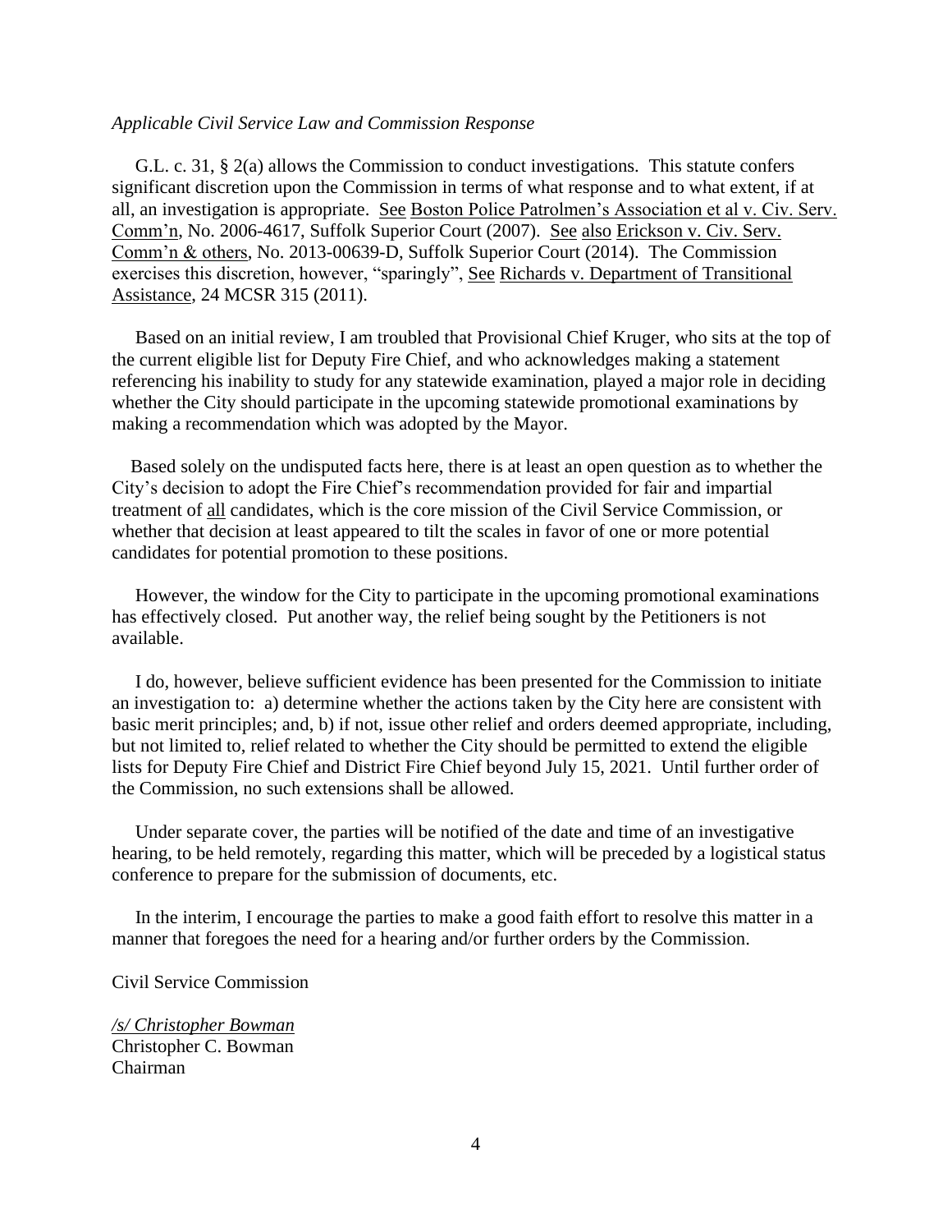*Applicable Civil Service Law and Commission Response*

G.L. c. 31, § 2(a) allows the Commission to conduct investigations. This statute confers significant discretion upon the Commission in terms of what response and to what extent, if at all, an investigation is appropriate. See Boston Police Patrolmen's Association et al v. Civ. Serv. Comm'n, No. 2006-4617, Suffolk Superior Court (2007). See also Erickson v. Civ. Serv. Comm'n & others, No. 2013-00639-D, Suffolk Superior Court (2014). The Commission exercises this discretion, however, "sparingly", See Richards v. Department of Transitional Assistance, 24 MCSR 315 (2011).

Based on an initial review, I am troubled that Provisional Chief Kruger, who sits at the top of the current eligible list for Deputy Fire Chief, and who acknowledges making a statement referencing his inability to study for any statewide examination, played a major role in deciding whether the City should participate in the upcoming statewide promotional examinations by making a recommendation which was adopted by the Mayor.

Based solely on the undisputed facts here, there is at least an open question as to whether the City's decision to adopt the Fire Chief's recommendation provided for fair and impartial treatment of all candidates, which is the core mission of the Civil Service Commission, or whether that decision at least appeared to tilt the scales in favor of one or more potential candidates for potential promotion to these positions.

However, the window for the City to participate in the upcoming promotional examinations has effectively closed. Put another way, the relief being sought by the Petitioners is not available.

I do, however, believe sufficient evidence has been presented for the Commission to initiate an investigation to: a) determine whether the actions taken by the City here are consistent with basic merit principles; and, b) if not, issue other relief and orders deemed appropriate, including, but not limited to, relief related to whether the City should be permitted to extend the eligible lists for Deputy Fire Chief and District Fire Chief beyond July 15, 2021. Until further order of the Commission, no such extensions shall be allowed.

Under separate cover, the parties will be notified of the date and time of an investigative hearing, to be held remotely, regarding this matter, which will be preceded by a logistical status conference to prepare for the submission of documents, etc.

In the interim, I encourage the parties to make a good faith effort to resolve this matter in a manner that foregoes the need for a hearing and/or further orders by the Commission.

Civil Service Commission

*/s/ Christopher Bowman*
Christopher C. Bowman
Chairman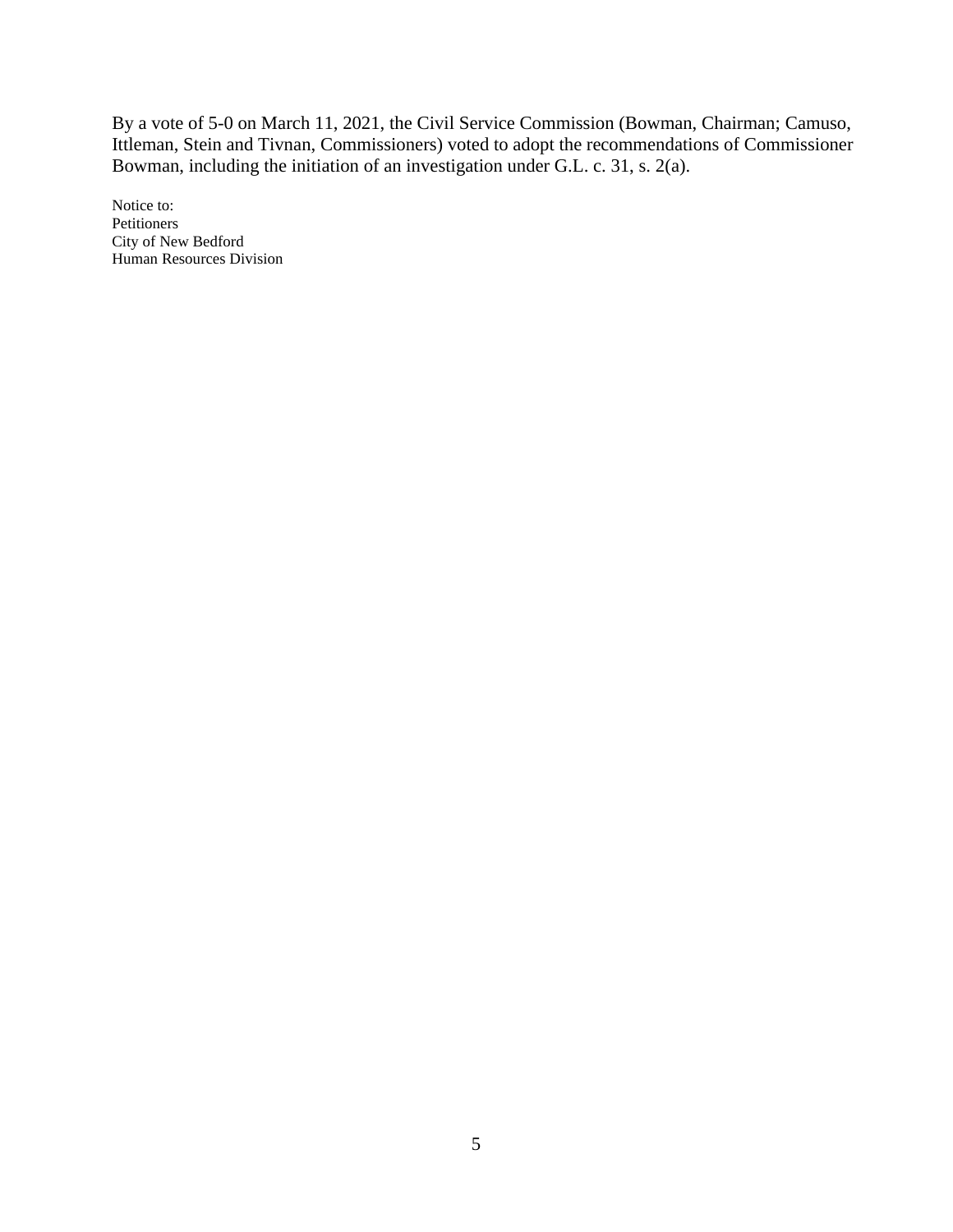By a vote of 5-0 on March 11, 2021, the Civil Service Commission (Bowman, Chairman; Camuso, Ittleman, Stein and Tivnan, Commissioners) voted to adopt the recommendations of Commissioner Bowman, including the initiation of an investigation under G.L. c. 31, s. 2(a).

Notice to:
Petitioners
City of New Bedford
Human Resources Division